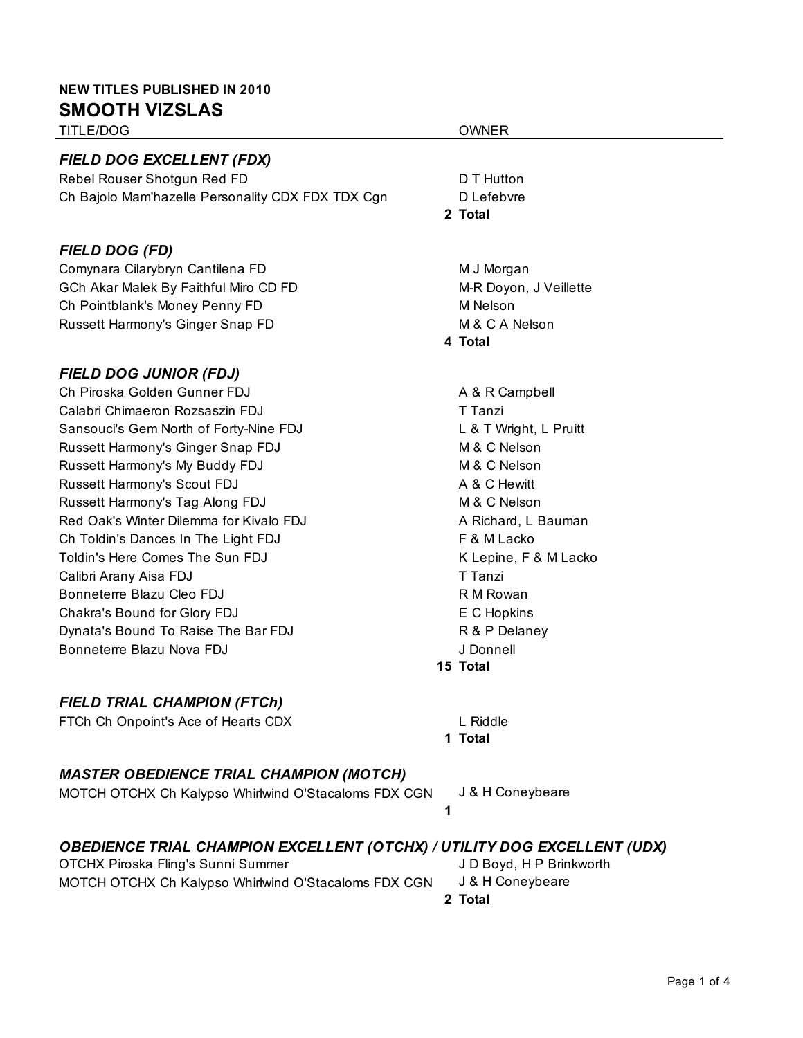**NEW TITLES PUBLISHED IN 2010**

# SMOOTH VIZSLAS

| TITLE/DOG | | OWNER |
|---|---|---|
| ***FIELD DOG EXCELLENT (FDX)*** | | |
| Rebel Rouser Shotgun Red FD | | D T Hutton |
| Ch Bajolo Mam'hazelle Personality CDX FDX TDX Cgn | | D Lefebvre |
| | **2** | **Total** |
| ***FIELD DOG (FD)*** | | |
| Comynara Cilarybryn Cantilena FD | | M J Morgan |
| GCh Akar Malek By Faithful Miro CD FD | | M-R Doyon, J Veillette |
| Ch Pointblank's Money Penny FD | | M Nelson |
| Russett Harmony's Ginger Snap FD | | M & C A Nelson |
| | **4** | **Total** |
| ***FIELD DOG JUNIOR (FDJ)*** | | |
| Ch Piroska Golden Gunner FDJ | | A & R Campbell |
| Calabri Chimaeron Rozsaszin FDJ | | T Tanzi |
| Sansouci's Gem North of Forty-Nine FDJ | | L & T Wright, L Pruitt |
| Russett Harmony's Ginger Snap FDJ | | M & C Nelson |
| Russett Harmony's My Buddy FDJ | | M & C Nelson |
| Russett Harmony's Scout FDJ | | A & C Hewitt |
| Russett Harmony's Tag Along FDJ | | M & C Nelson |
| Red Oak's Winter Dilemma for Kivalo FDJ | | A Richard, L Bauman |
| Ch Toldin's Dances In The Light FDJ | | F & M Lacko |
| Toldin's Here Comes The Sun FDJ | | K Lepine, F & M Lacko |
| Calibri Arany Aisa FDJ | | T Tanzi |
| Bonneterre Blazu Cleo FDJ | | R M Rowan |
| Chakra's Bound for Glory FDJ | | E C Hopkins |
| Dynata's Bound To Raise The Bar FDJ | | R & P Delaney |
| Bonneterre Blazu Nova FDJ | | J Donnell |
| | **15** | **Total** |
| ***FIELD TRIAL CHAMPION (FTCh)*** | | |
| FTCh Ch Onpoint's Ace of Hearts CDX | | L Riddle |
| | **1** | **Total** |
| ***MASTER OBEDIENCE TRIAL CHAMPION (MOTCH)*** | | |
| MOTCH OTCHX Ch Kalypso Whirlwind O'Stacaloms FDX CGN | | J & H Coneybeare |
| | **1** | |
| ***OBEDIENCE TRIAL CHAMPION EXCELLENT (OTCHX) / UTILITY DOG EXCELLENT (UDX)*** | | |
| OTCHX Piroska Fling's Sunni Summer | | J D Boyd, H P Brinkworth |
| MOTCH OTCHX Ch Kalypso Whirlwind O'Stacaloms FDX CGN | | J & H Coneybeare |
| | **2** | **Total** |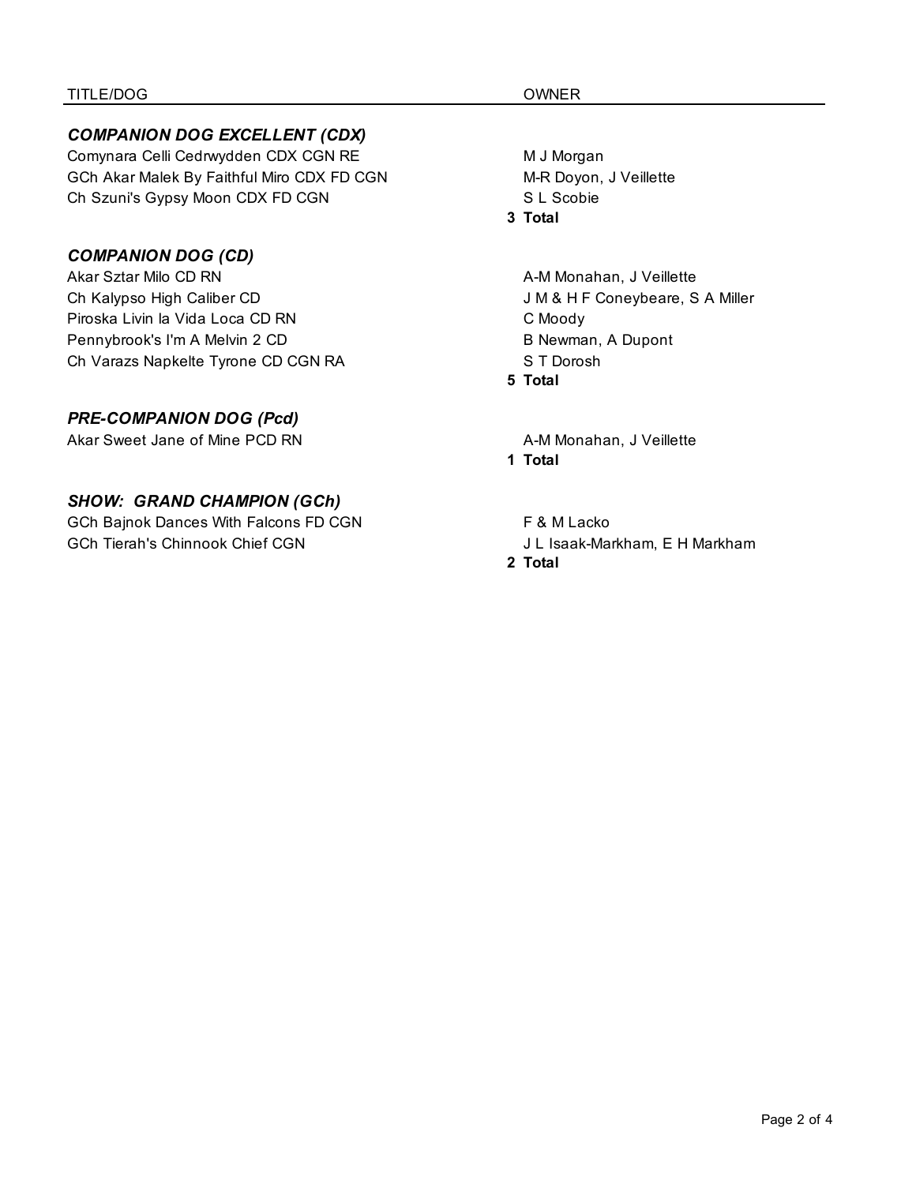| TITLE/DOG | OWNER |
| --- | --- |
| ***COMPANION DOG EXCELLENT (CDX)*** | |
| Comynara Celli Cedrwydden CDX CGN RE | M J Morgan |
| GCh Akar Malek By Faithful Miro CDX FD CGN | M-R Doyon, J Veillette |
| Ch Szuni's Gypsy Moon CDX FD CGN | S L Scobie |
| | **3 Total** |
| ***COMPANION DOG (CD)*** | |
| Akar Sztar Milo CD RN | A-M Monahan, J Veillette |
| Ch Kalypso High Caliber CD | J M & H F Coneybeare, S A Miller |
| Piroska Livin la Vida Loca CD RN | C Moody |
| Pennybrook's I'm A Melvin 2 CD | B Newman, A Dupont |
| Ch Varazs Napkelte Tyrone CD CGN RA | S T Dorosh |
| | **5 Total** |
| ***PRE-COMPANION DOG (Pcd)*** | |
| Akar Sweet Jane of Mine PCD RN | A-M Monahan, J Veillette |
| | **1 Total** |
| ***SHOW: GRAND CHAMPION (GCh)*** | |
| GCh Bajnok Dances With Falcons FD CGN | F & M Lacko |
| GCh Tierah's Chinnook Chief CGN | J L Isaak-Markham, E H Markham |
| | **2 Total** |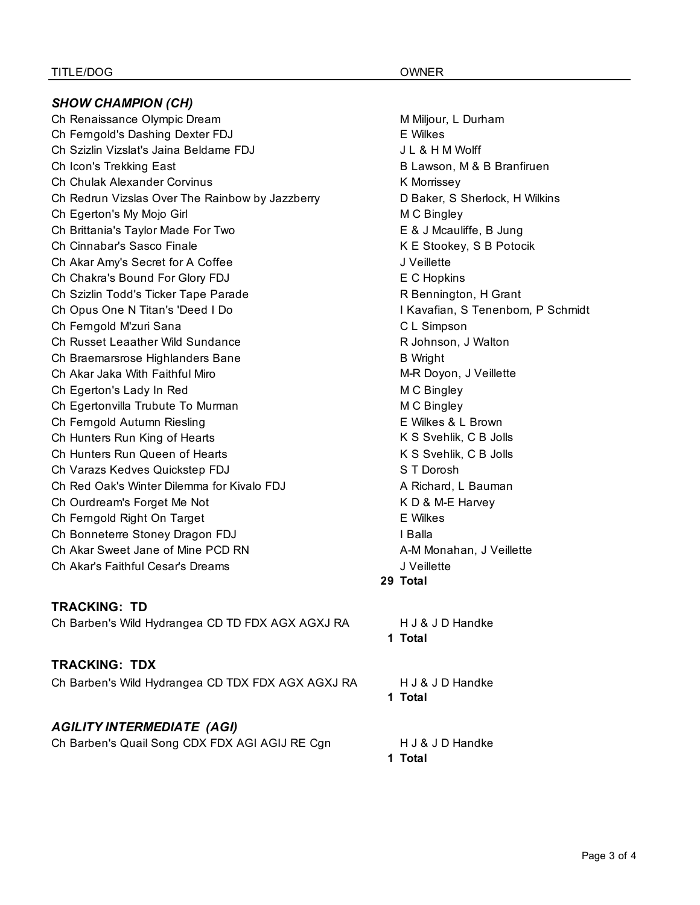| TITLE/DOG | | OWNER |
|---|---|---|
| ***SHOW CHAMPION (CH)*** | | |
| Ch Renaissance Olympic Dream | | M Miljour, L Durham |
| Ch Ferngold's Dashing Dexter FDJ | | E Wilkes |
| Ch Szizlin Vizslat's Jaina Beldame FDJ | | J L & H M Wolff |
| Ch Icon's Trekking East | | B Lawson, M & B Branfiruen |
| Ch Chulak Alexander Corvinus | | K Morrissey |
| Ch Redrun Vizslas Over The Rainbow by Jazzberry | | D Baker, S Sherlock, H Wilkins |
| Ch Egerton's My Mojo Girl | | M C Bingley |
| Ch Brittania's Taylor Made For Two | | E & J Mcauliffe, B Jung |
| Ch Cinnabar's Sasco Finale | | K E Stookey, S B Potocik |
| Ch Akar Amy's Secret for A Coffee | | J Veillette |
| Ch Chakra's Bound For Glory FDJ | | E C Hopkins |
| Ch Szizlin Todd's Ticker Tape Parade | | R Bennington, H Grant |
| Ch Opus One N Titan's 'Deed I Do | | I Kavafian, S Tenenbom, P Schmidt |
| Ch Ferngold M'zuri Sana | | C L Simpson |
| Ch Russet Leaather Wild Sundance | | R Johnson, J Walton |
| Ch Braemarsrose Highlanders Bane | | B Wright |
| Ch Akar Jaka With Faithful Miro | | M-R Doyon, J Veillette |
| Ch Egerton's Lady In Red | | M C Bingley |
| Ch Egertonvilla Tubute To Murman | | M C Bingley |
| Ch Ferngold Autumn Riesling | | E Wilkes & L Brown |
| Ch Hunters Run King of Hearts | | K S Svehlik, C B Jolls |
| Ch Hunters Run Queen of Hearts | | K S Svehlik, C B Jolls |
| Ch Varazs Kedves Quickstep FDJ | | S T Dorosh |
| Ch Red Oak's Winter Dilemma for Kivalo FDJ | | A Richard, L Bauman |
| Ch Ourdream's Forget Me Not | | K D & M-E Harvey |
| Ch Ferngold Right On Target | | E Wilkes |
| Ch Bonneterre Stoney Dragon FDJ | | I Balla |
| Ch Akar Sweet Jane of Mine PCD RN | | A-M Monahan, J Veillette |
| Ch Akar's Faithful Cesar's Dreams | | J Veillette |
| | **29** | **Total** |
| **TRACKING: TD** | | |
| Ch Barben's Wild Hydrangea CD TD FDX AGX AGXJ RA | | H J & J D Handke |
| | **1** | **Total** |
| **TRACKING: TDX** | | |
| Ch Barben's Wild Hydrangea CD TDX FDX AGX AGXJ RA | | H J & J D Handke |
| | **1** | **Total** |
| ***AGILITY INTERMEDIATE (AGI)*** | | |
| Ch Barben's Quail Song CDX FDX AGI AGIJ RE Cgn | | H J & J D Handke |
| | **1** | **Total** |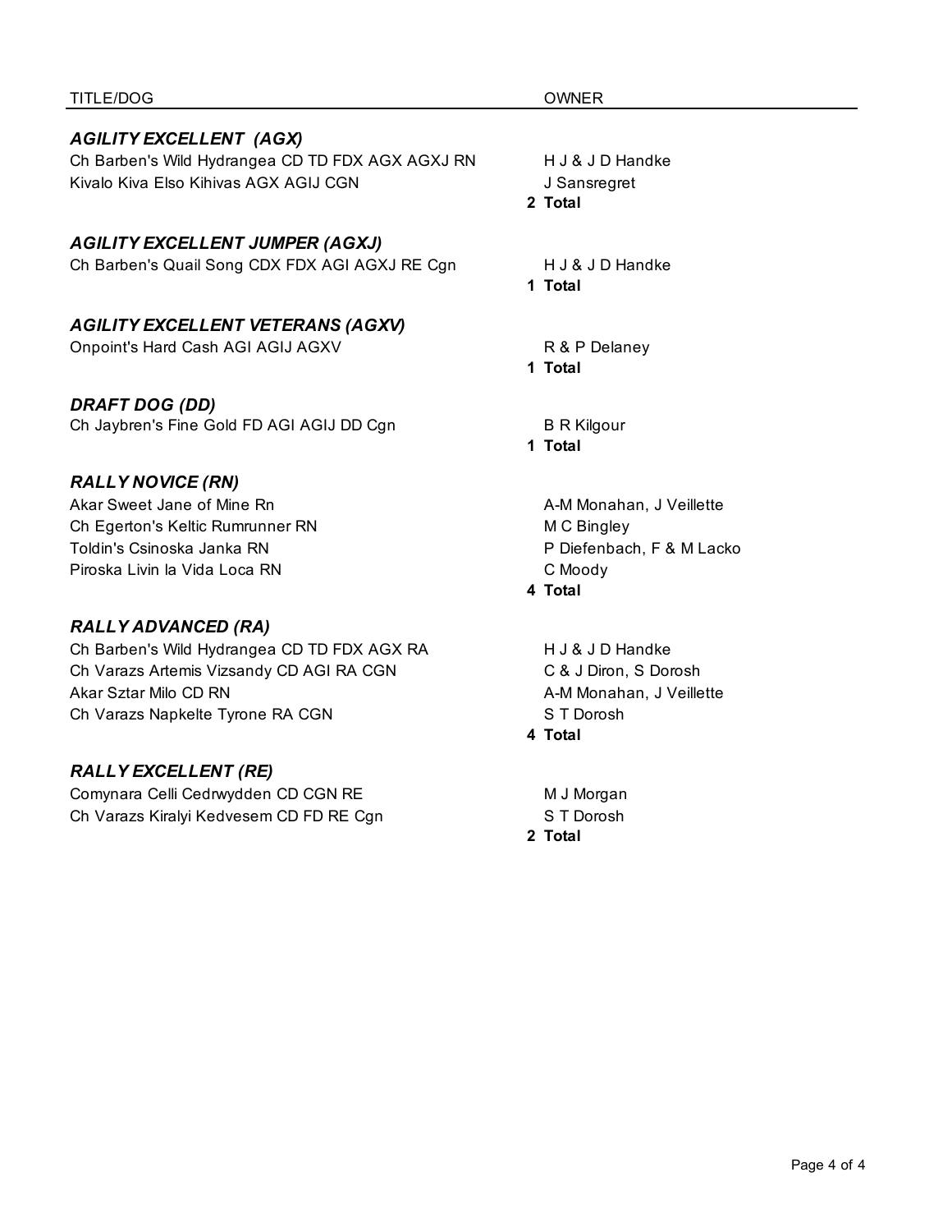| TITLE/DOG | OWNER |
| --- | --- |
| ***AGILITY EXCELLENT (AGX)*** | |
| Ch Barben's Wild Hydrangea CD TD FDX AGX AGXJ RN | H J & J D Handke |
| Kivalo Kiva Elso Kihivas AGX AGIJ CGN | J Sansregret |
| | **2 Total** |
| ***AGILITY EXCELLENT JUMPER (AGXJ)*** | |
| Ch Barben's Quail Song CDX FDX AGI AGXJ RE Cgn | H J & J D Handke |
| | **1 Total** |
| ***AGILITY EXCELLENT VETERANS (AGXV)*** | |
| Onpoint's Hard Cash AGI AGIJ AGXV | R & P Delaney |
| | **1 Total** |
| ***DRAFT DOG (DD)*** | |
| Ch Jaybren's Fine Gold FD AGI AGIJ DD Cgn | B R Kilgour |
| | **1 Total** |
| ***RALLY NOVICE (RN)*** | |
| Akar Sweet Jane of Mine Rn | A-M Monahan, J Veillette |
| Ch Egerton's Keltic Rumrunner RN | M C Bingley |
| Toldin's Csinoska Janka RN | P Diefenbach, F & M Lacko |
| Piroska Livin la Vida Loca RN | C Moody |
| | **4 Total** |
| ***RALLY ADVANCED (RA)*** | |
| Ch Barben's Wild Hydrangea CD TD FDX AGX RA | H J & J D Handke |
| Ch Varazs Artemis Vizsandy CD AGI RA CGN | C & J Diron, S Dorosh |
| Akar Sztar Milo CD RN | A-M Monahan, J Veillette |
| Ch Varazs Napkelte Tyrone RA CGN | S T Dorosh |
| | **4 Total** |
| ***RALLY EXCELLENT (RE)*** | |
| Comynara Celli Cedrwydden CD CGN RE | M J Morgan |
| Ch Varazs Kiralyi Kedvesem CD FD RE Cgn | S T Dorosh |
| | **2 Total** |